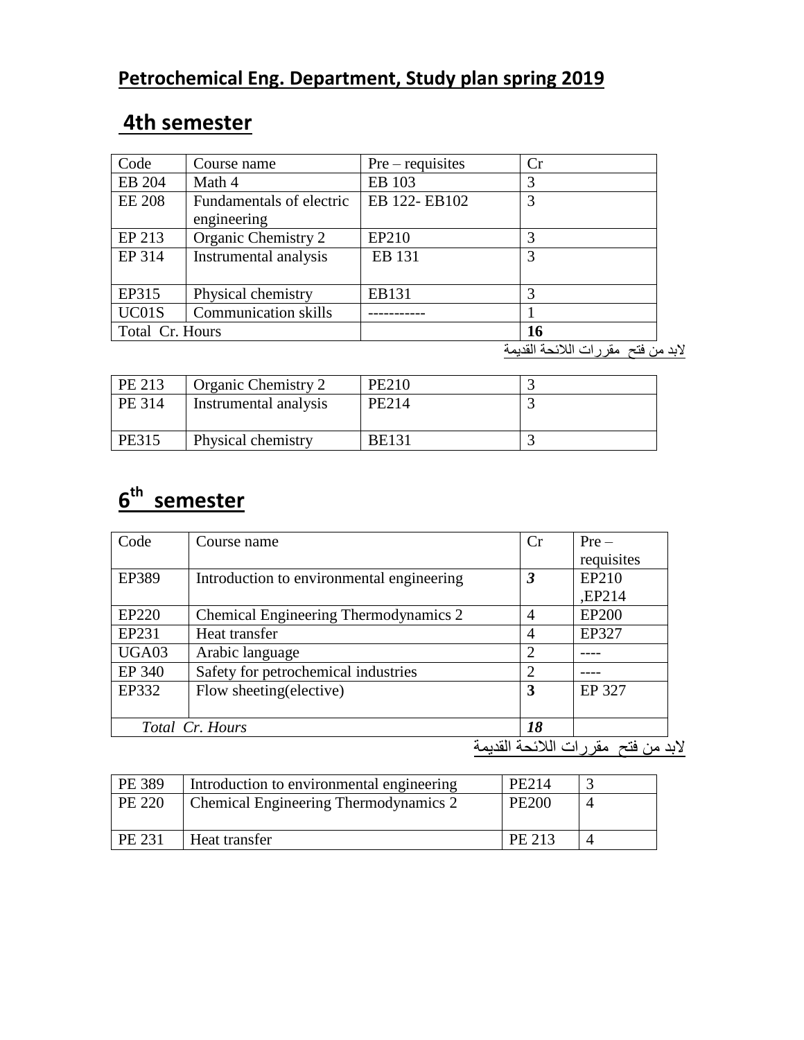## Petrochemical Eng. Department, Study plan spring 2019

## 4th semester

| Code | Course name | Pre – requisites | Cr |
|---|---|---|---|
| EB 204 | Math 4 | EB 103 | 3 |
| EE 208 | Fundamentals of electric engineering | EB 122- EB102 | 3 |
| EP 213 | Organic Chemistry 2 | EP210 | 3 |
| EP 314 | Instrumental analysis | EB 131 | 3 |
| EP315 | Physical chemistry | EB131 | 3 |
| UC01S | Communication skills | ----------- | 1 |
| Total Cr. Hours | | | **16** |

لابد من فتح مقررات اللائحة القديمة

| PE 213 | Organic Chemistry 2 | PE210 | 3 |
|---|---|---|---|
| PE 314 | Instrumental analysis | PE214 | 3 |
| PE315 | Physical chemistry | BE131 | 3 |

## 6th semester

| Code | Course name | Cr | Pre – requisites |
|---|---|---|---|
| EP389 | Introduction to environmental engineering | ***3*** | EP210 ,EP214 |
| EP220 | Chemical Engineering Thermodynamics 2 | 4 | EP200 |
| EP231 | Heat transfer | 4 | EP327 |
| UGA03 | Arabic language | 2 | ---- |
| EP 340 | Safety for petrochemical industries | 2 | ---- |
| EP332 | Flow sheeting(elective) | **3** | EP 327 |
| *Total Cr. Hours* | | ***18*** | |

لابد من فتح مقررات اللائحة القديمة

| PE 389 | Introduction to environmental engineering | PE214 | 3 |
|---|---|---|---|
| PE 220 | Chemical Engineering Thermodynamics 2 | PE200 | 4 |
| PE 231 | Heat transfer | PE 213 | 4 |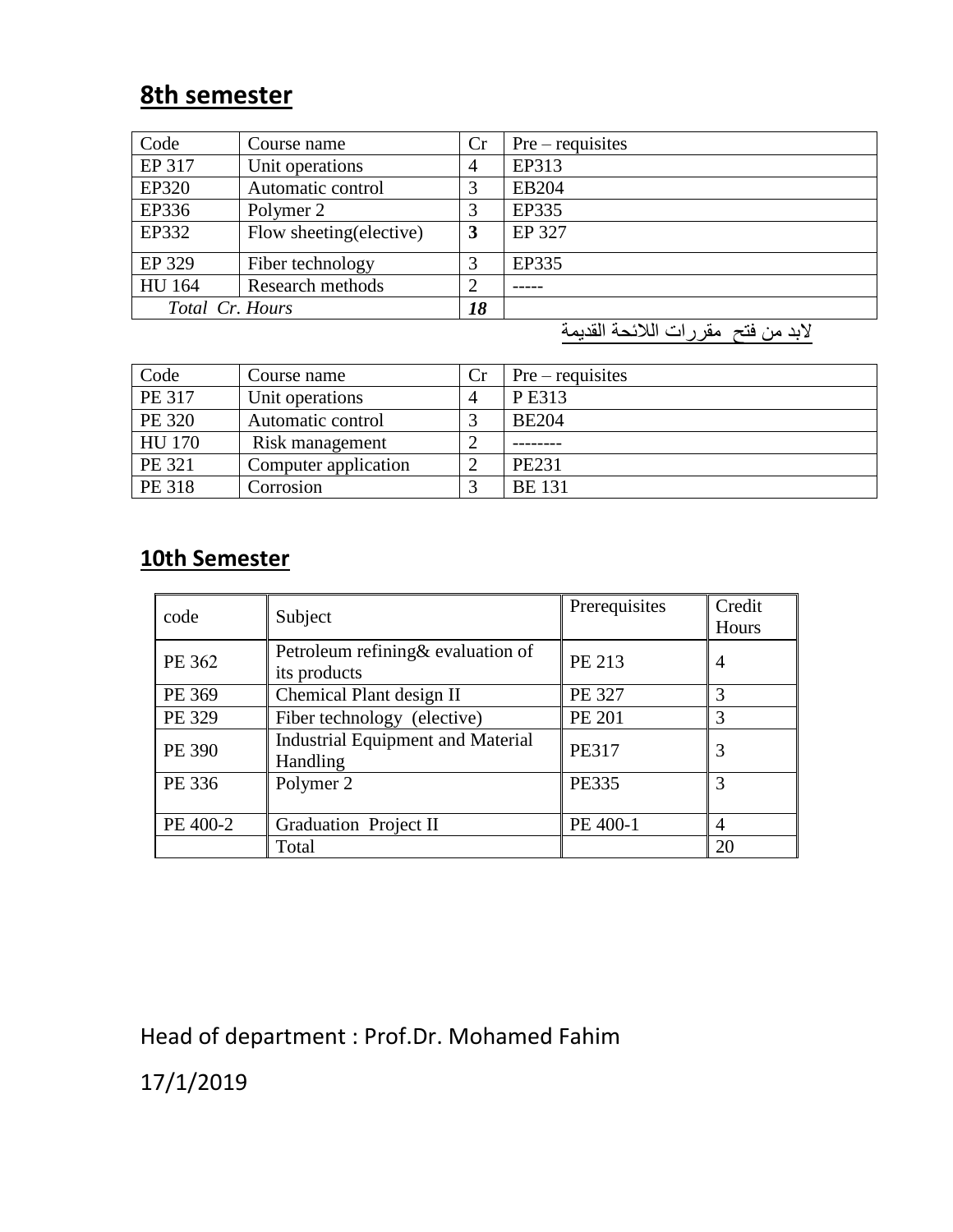## 8th semester

| Code | Course name | Cr | Pre – requisites |
|---|---|---|---|
| EP 317 | Unit operations | 4 | EP313 |
| EP320 | Automatic control | 3 | EB204 |
| EP336 | Polymer 2 | 3 | EP335 |
| EP332 | Flow sheeting(elective) | **3** | EP 327 |
| EP 329 | Fiber technology | 3 | EP335 |
| HU 164 | Research methods | 2 | ----- |
| *Total Cr. Hours* | | ***18*** | |

لابد من فتح مقررات اللائحة القديمة

| Code | Course name | Cr | Pre – requisites |
|---|---|---|---|
| PE 317 | Unit operations | 4 | P E313 |
| PE 320 | Automatic control | 3 | BE204 |
| HU 170 | Risk management | 2 | -------- |
| PE 321 | Computer application | 2 | PE231 |
| PE 318 | Corrosion | 3 | BE 131 |

## 10th Semester

| code | Subject | Prerequisites | Credit Hours |
|---|---|---|---|
| PE 362 | Petroleum refining& evaluation of its products | PE 213 | 4 |
| PE 369 | Chemical Plant design II | PE 327 | 3 |
| PE 329 | Fiber technology (elective) | PE 201 | 3 |
| PE 390 | Industrial Equipment and Material Handling | PE317 | 3 |
| PE 336 | Polymer 2 | PE335 | 3 |
| PE 400-2 | Graduation Project II | PE 400-1 | 4 |
| | Total | | 20 |

Head of department : Prof.Dr. Mohamed Fahim

17/1/2019